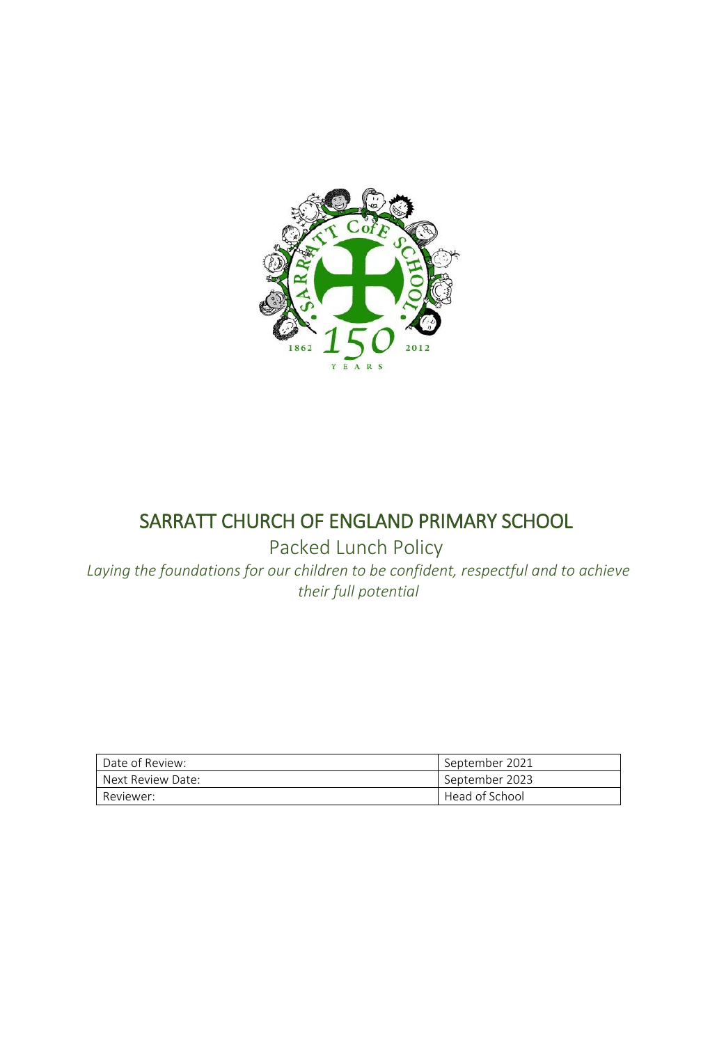# SARRATT CHURCH OF ENGLAND PRIMARY SCHOOL

## Packed Lunch Policy

*Laying the foundations for our children to be confident, respectful and to achieve their full potential*

| Date of Review: | September 2021 |
| --- | --- |
| Next Review Date: | September 2023 |
| Reviewer: | Head of School |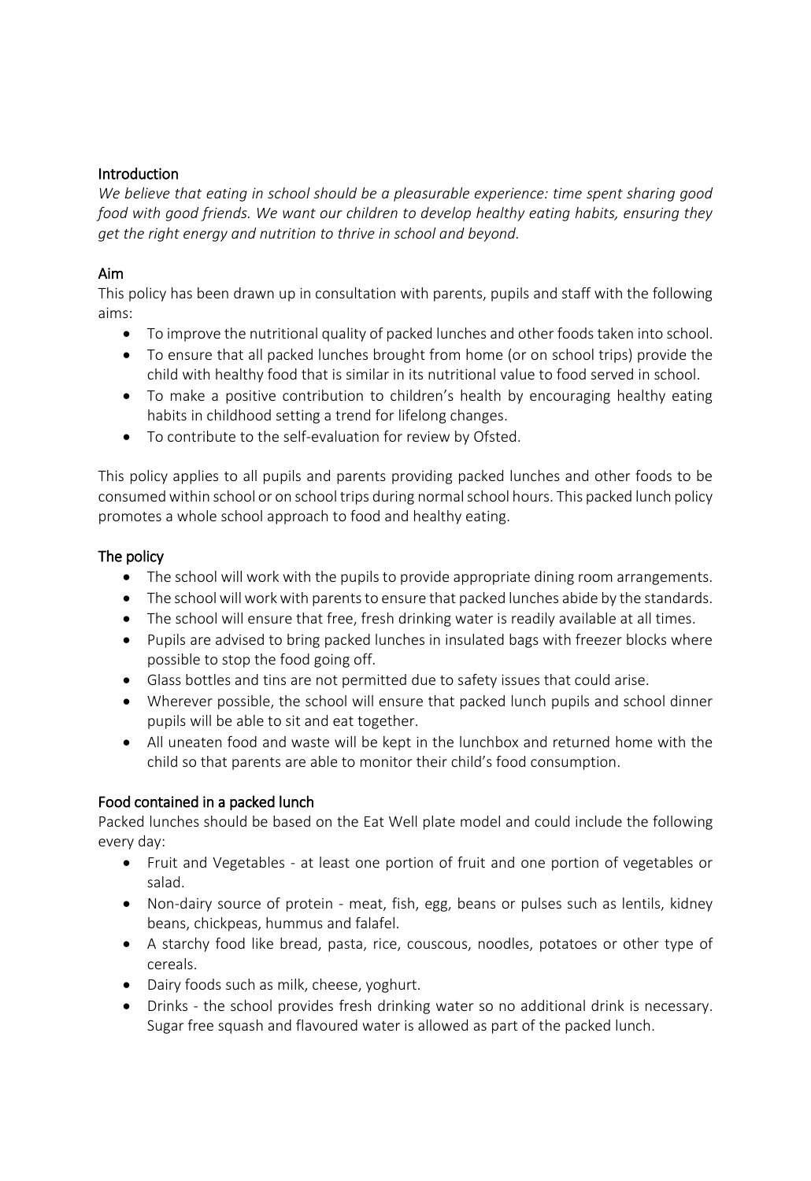## Introduction

*We believe that eating in school should be a pleasurable experience: time spent sharing good food with good friends. We want our children to develop healthy eating habits, ensuring they get the right energy and nutrition to thrive in school and beyond.*

## Aim

This policy has been drawn up in consultation with parents, pupils and staff with the following aims:

- To improve the nutritional quality of packed lunches and other foods taken into school.
- To ensure that all packed lunches brought from home (or on school trips) provide the child with healthy food that is similar in its nutritional value to food served in school.
- To make a positive contribution to children's health by encouraging healthy eating habits in childhood setting a trend for lifelong changes.
- To contribute to the self-evaluation for review by Ofsted.

This policy applies to all pupils and parents providing packed lunches and other foods to be consumed within school or on school trips during normal school hours. This packed lunch policy promotes a whole school approach to food and healthy eating.

## The policy

- The school will work with the pupils to provide appropriate dining room arrangements.
- The school will work with parents to ensure that packed lunches abide by the standards.
- The school will ensure that free, fresh drinking water is readily available at all times.
- Pupils are advised to bring packed lunches in insulated bags with freezer blocks where possible to stop the food going off.
- Glass bottles and tins are not permitted due to safety issues that could arise.
- Wherever possible, the school will ensure that packed lunch pupils and school dinner pupils will be able to sit and eat together.
- All uneaten food and waste will be kept in the lunchbox and returned home with the child so that parents are able to monitor their child's food consumption.

## Food contained in a packed lunch

Packed lunches should be based on the Eat Well plate model and could include the following every day:

- Fruit and Vegetables - at least one portion of fruit and one portion of vegetables or salad.
- Non-dairy source of protein - meat, fish, egg, beans or pulses such as lentils, kidney beans, chickpeas, hummus and falafel.
- A starchy food like bread, pasta, rice, couscous, noodles, potatoes or other type of cereals.
- Dairy foods such as milk, cheese, yoghurt.
- Drinks - the school provides fresh drinking water so no additional drink is necessary. Sugar free squash and flavoured water is allowed as part of the packed lunch.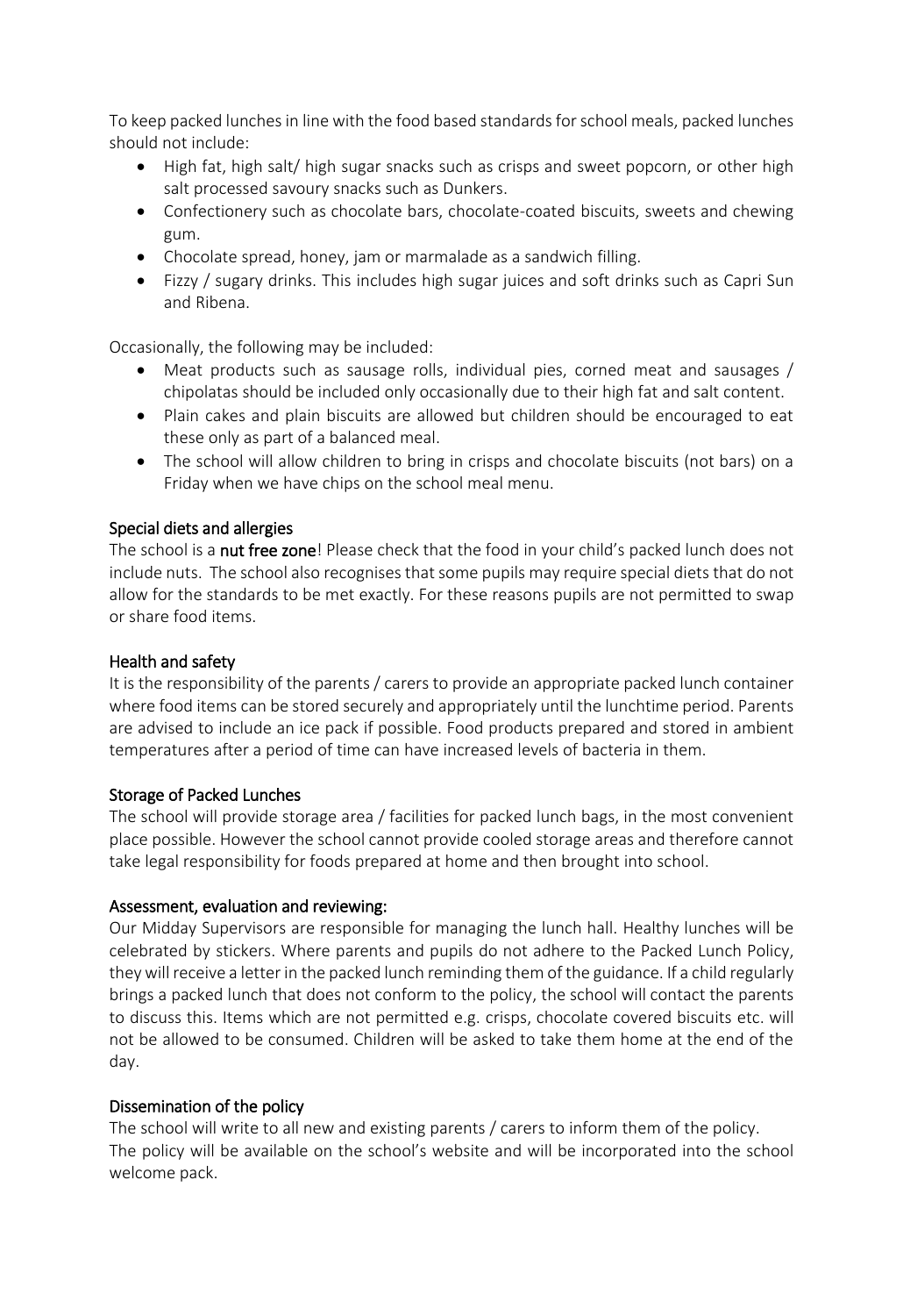To keep packed lunches in line with the food based standards for school meals, packed lunches should not include:

- High fat, high salt/ high sugar snacks such as crisps and sweet popcorn, or other high salt processed savoury snacks such as Dunkers.
- Confectionery such as chocolate bars, chocolate-coated biscuits, sweets and chewing gum.
- Chocolate spread, honey, jam or marmalade as a sandwich filling.
- Fizzy / sugary drinks. This includes high sugar juices and soft drinks such as Capri Sun and Ribena.

Occasionally, the following may be included:

- Meat products such as sausage rolls, individual pies, corned meat and sausages / chipolatas should be included only occasionally due to their high fat and salt content.
- Plain cakes and plain biscuits are allowed but children should be encouraged to eat these only as part of a balanced meal.
- The school will allow children to bring in crisps and chocolate biscuits (not bars) on a Friday when we have chips on the school meal menu.

## Special diets and allergies

The school is a **nut free zone**! Please check that the food in your child's packed lunch does not include nuts. The school also recognises that some pupils may require special diets that do not allow for the standards to be met exactly. For these reasons pupils are not permitted to swap or share food items.

## Health and safety

It is the responsibility of the parents / carers to provide an appropriate packed lunch container where food items can be stored securely and appropriately until the lunchtime period. Parents are advised to include an ice pack if possible. Food products prepared and stored in ambient temperatures after a period of time can have increased levels of bacteria in them.

## Storage of Packed Lunches

The school will provide storage area / facilities for packed lunch bags, in the most convenient place possible. However the school cannot provide cooled storage areas and therefore cannot take legal responsibility for foods prepared at home and then brought into school.

## Assessment, evaluation and reviewing:

Our Midday Supervisors are responsible for managing the lunch hall. Healthy lunches will be celebrated by stickers. Where parents and pupils do not adhere to the Packed Lunch Policy, they will receive a letter in the packed lunch reminding them of the guidance. If a child regularly brings a packed lunch that does not conform to the policy, the school will contact the parents to discuss this. Items which are not permitted e.g. crisps, chocolate covered biscuits etc. will not be allowed to be consumed. Children will be asked to take them home at the end of the day.

## Dissemination of the policy

The school will write to all new and existing parents / carers to inform them of the policy.
The policy will be available on the school's website and will be incorporated into the school welcome pack.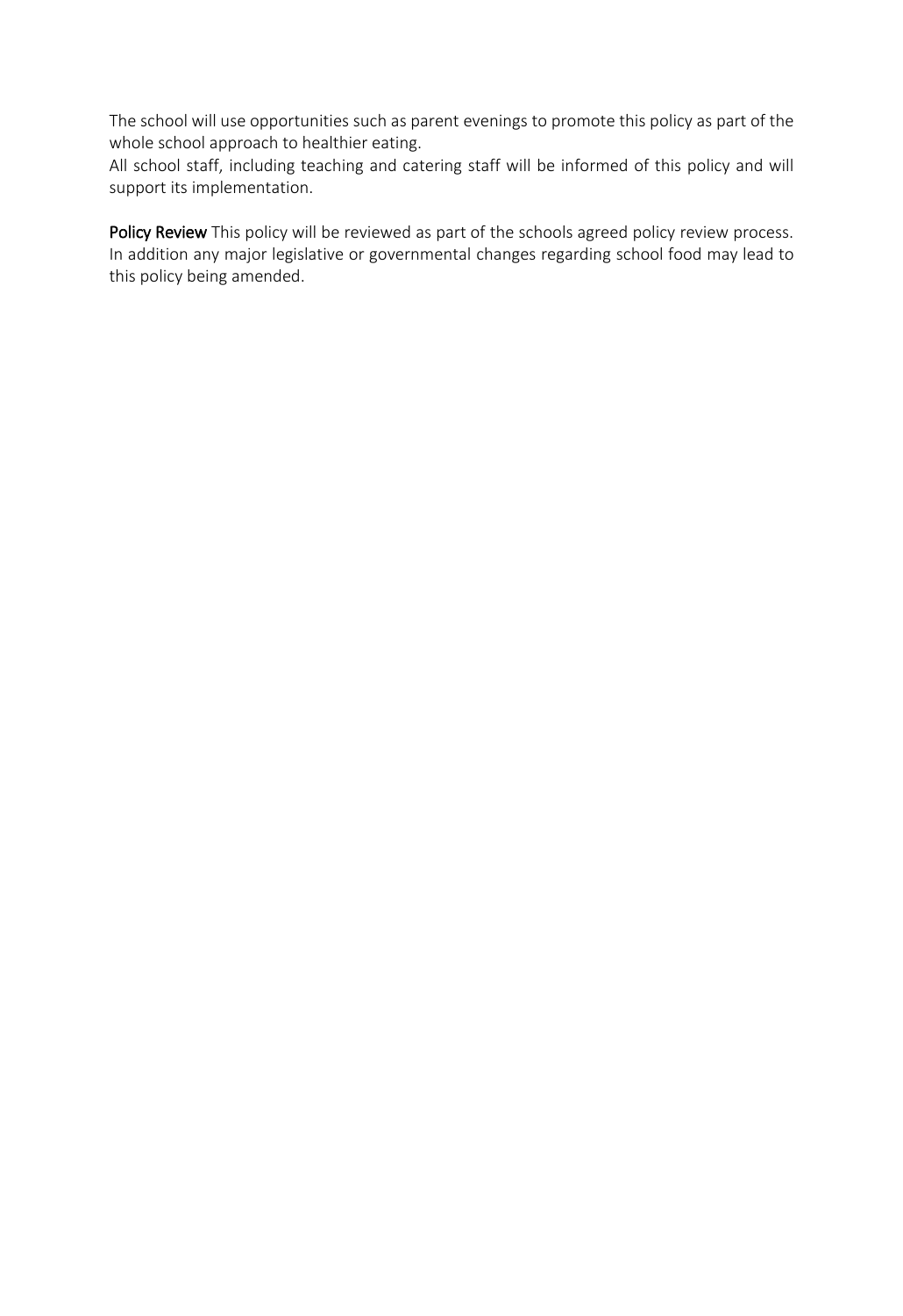The school will use opportunities such as parent evenings to promote this policy as part of the whole school approach to healthier eating.
All school staff, including teaching and catering staff will be informed of this policy and will support its implementation.

**Policy Review** This policy will be reviewed as part of the schools agreed policy review process. In addition any major legislative or governmental changes regarding school food may lead to this policy being amended.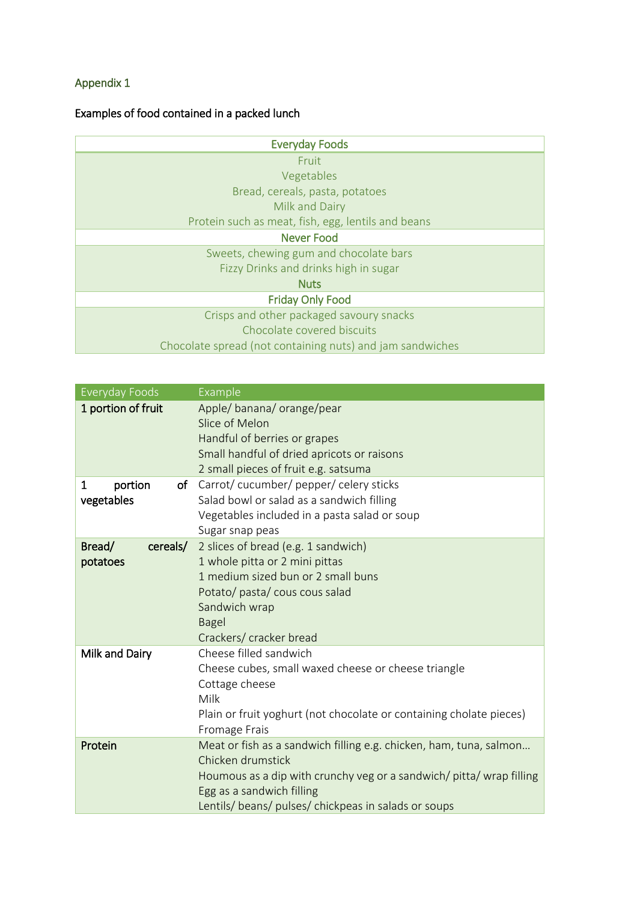Appendix 1

Examples of food contained in a packed lunch

| Everyday Foods |
| --- |
| Fruit<br>Vegetables<br>Bread, cereals, pasta, potatoes<br>Milk and Dairy<br>Protein such as meat, fish, egg, lentils and beans |
| **Never Food** |
| Sweets, chewing gum and chocolate bars<br>Fizzy Drinks and drinks high in sugar<br>**Nuts** |
| **Friday Only Food** |
| Crisps and other packaged savoury snacks<br>Chocolate covered biscuits<br>Chocolate spread (not containing nuts) and jam sandwiches |

| Everyday Foods | Example |
| --- | --- |
| **1 portion of fruit** | Apple/ banana/ orange/pear<br>Slice of Melon<br>Handful of berries or grapes<br>Small handful of dried apricots or raisons<br>2 small pieces of fruit e.g. satsuma |
| **1 portion of vegetables** | Carrot/ cucumber/ pepper/ celery sticks<br>Salad bowl or salad as a sandwich filling<br>Vegetables included in a pasta salad or soup<br>Sugar snap peas |
| **Bread/ cereals/ potatoes** | 2 slices of bread (e.g. 1 sandwich)<br>1 whole pitta or 2 mini pittas<br>1 medium sized bun or 2 small buns<br>Potato/ pasta/ cous cous salad<br>Sandwich wrap<br>Bagel<br>Crackers/ cracker bread |
| **Milk and Dairy** | Cheese filled sandwich<br>Cheese cubes, small waxed cheese or cheese triangle<br>Cottage cheese<br>Milk<br>Plain or fruit yoghurt (not chocolate or containing cholate pieces)<br>Fromage Frais |
| **Protein** | Meat or fish as a sandwich filling e.g. chicken, ham, tuna, salmon…<br>Chicken drumstick<br>Houmous as a dip with crunchy veg or a sandwich/ pitta/ wrap filling<br>Egg as a sandwich filling<br>Lentils/ beans/ pulses/ chickpeas in salads or soups |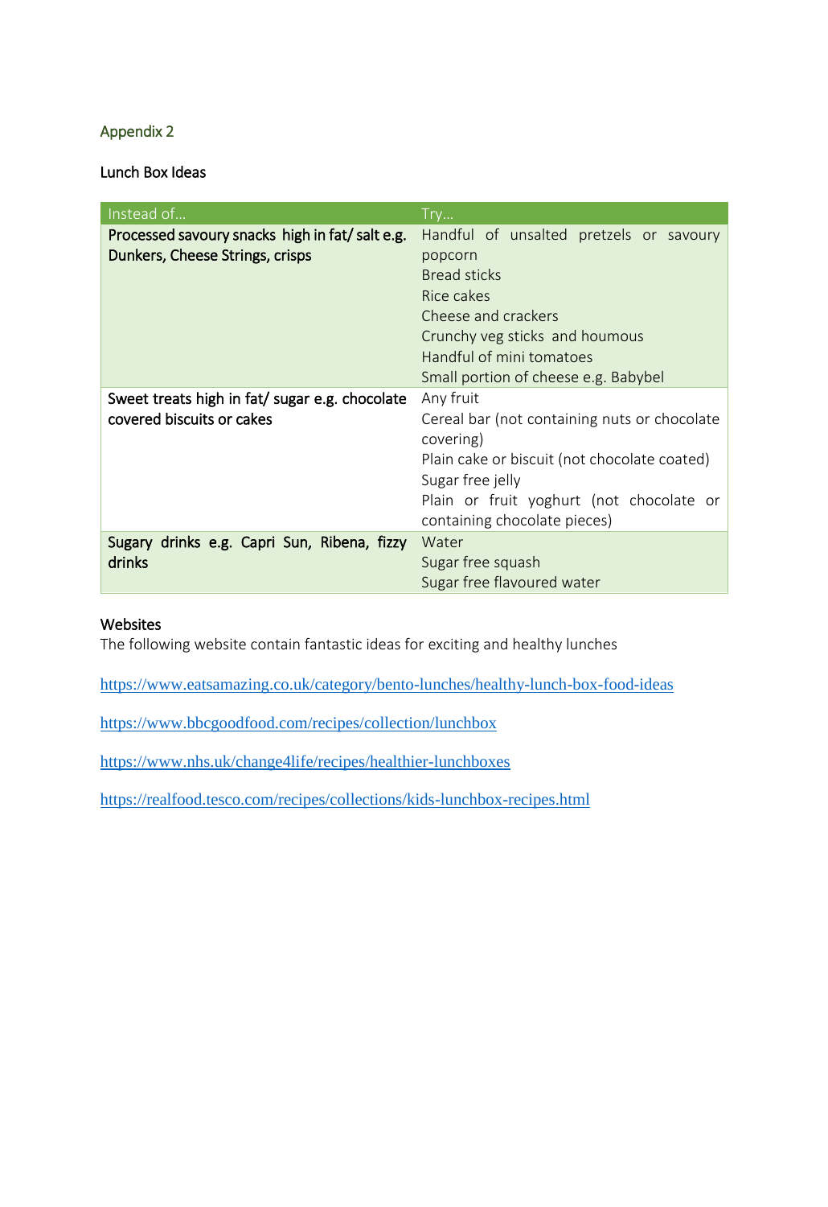## Appendix 2

### Lunch Box Ideas

| Instead of… | Try… |
|---|---|
| **Processed savoury snacks high in fat/ salt e.g. Dunkers, Cheese Strings, crisps** | Handful of unsalted pretzels or savoury popcorn<br>Bread sticks<br>Rice cakes<br>Cheese and crackers<br>Crunchy veg sticks and houmous<br>Handful of mini tomatoes<br>Small portion of cheese e.g. Babybel |
| **Sweet treats high in fat/ sugar e.g. chocolate covered biscuits or cakes** | Any fruit<br>Cereal bar (not containing nuts or chocolate covering)<br>Plain cake or biscuit (not chocolate coated)<br>Sugar free jelly<br>Plain or fruit yoghurt (not chocolate or containing chocolate pieces) |
| **Sugary drinks e.g. Capri Sun, Ribena, fizzy drinks** | Water<br>Sugar free squash<br>Sugar free flavoured water |

### Websites

The following website contain fantastic ideas for exciting and healthy lunches

https://www.eatsamazing.co.uk/category/bento-lunches/healthy-lunch-box-food-ideas

https://www.bbcgoodfood.com/recipes/collection/lunchbox

https://www.nhs.uk/change4life/recipes/healthier-lunchboxes

https://realfood.tesco.com/recipes/collections/kids-lunchbox-recipes.html